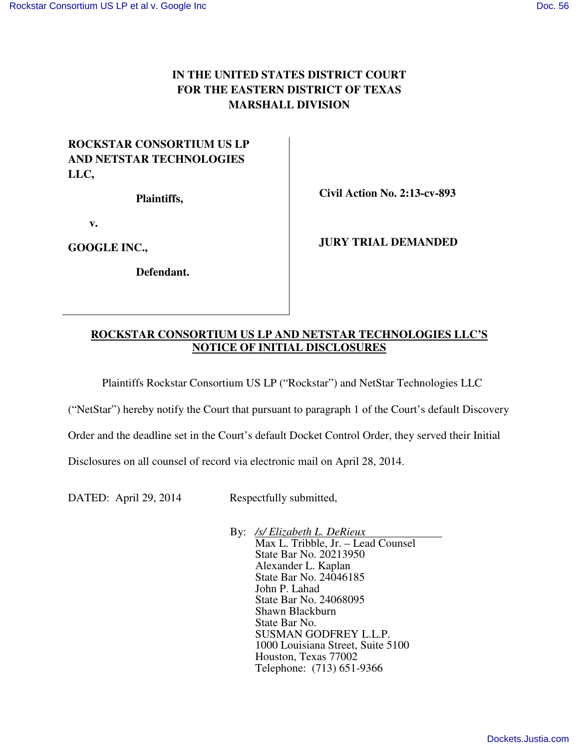**IN THE UNITED STATES DISTRICT COURT**
**FOR THE EASTERN DISTRICT OF TEXAS**
**MARSHALL DIVISION**

**ROCKSTAR CONSORTIUM US LP AND NETSTAR TECHNOLOGIES LLC,**

**Plaintiffs,**

**v.**

**GOOGLE INC.,**

**Defendant.**

**Civil Action No. 2:13-cv-893**

**JURY TRIAL DEMANDED**

**ROCKSTAR CONSORTIUM US LP AND NETSTAR TECHNOLOGIES LLC'S NOTICE OF INITIAL DISCLOSURES**

Plaintiffs Rockstar Consortium US LP ("Rockstar") and NetStar Technologies LLC ("NetStar") hereby notify the Court that pursuant to paragraph 1 of the Court's default Discovery Order and the deadline set in the Court's default Docket Control Order, they served their Initial Disclosures on all counsel of record via electronic mail on April 28, 2014.

DATED: April 29, 2014

Respectfully submitted,

By: */s/ Elizabeth L. DeRieux*
Max L. Tribble, Jr. – Lead Counsel
State Bar No. 20213950
Alexander L. Kaplan
State Bar No. 24046185
John P. Lahad
State Bar No. 24068095
Shawn Blackburn
State Bar No.
SUSMAN GODFREY L.L.P.
1000 Louisiana Street, Suite 5100
Houston, Texas 77002
Telephone: (713) 651-9366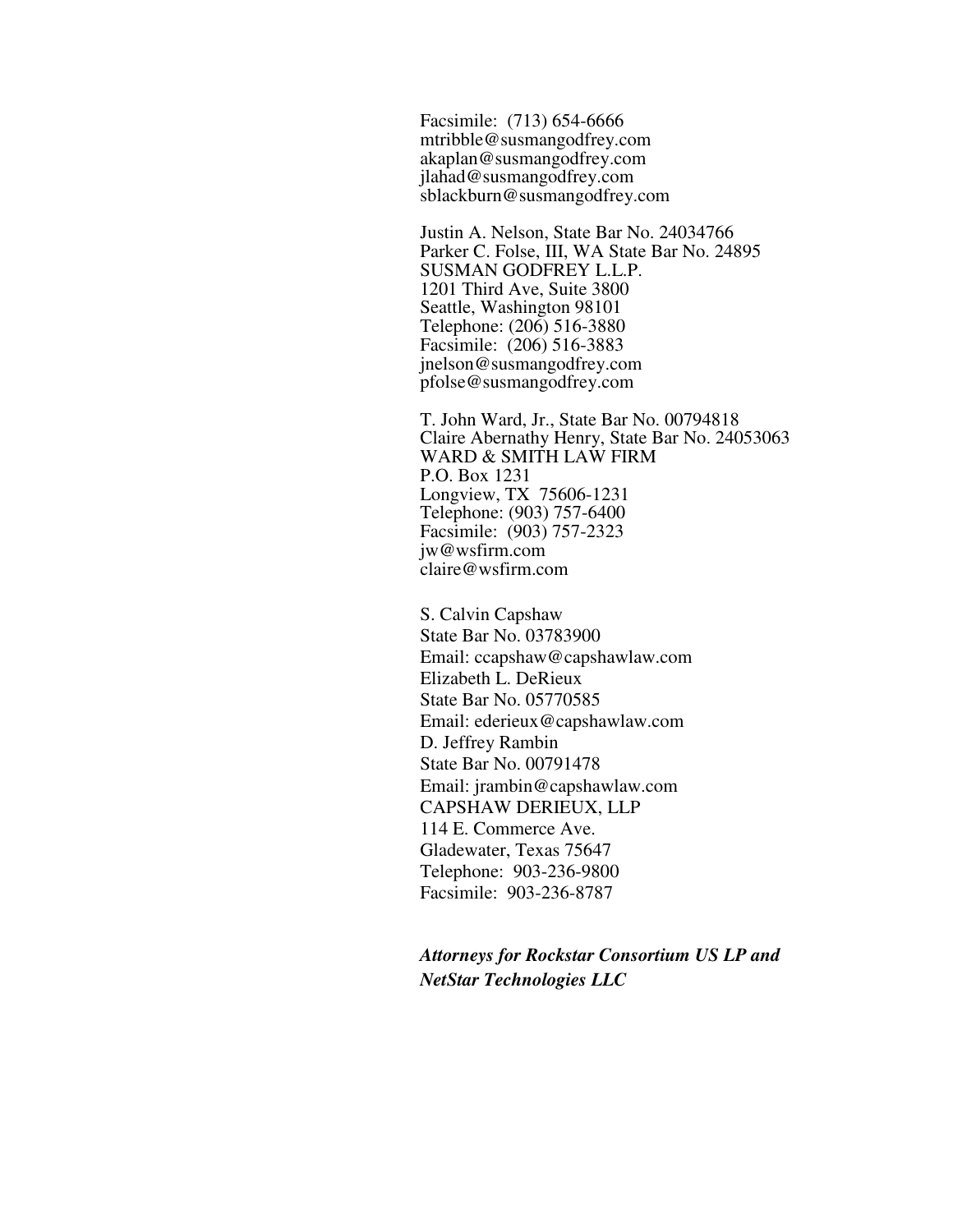Facsimile: (713) 654-6666
mtribble@susmangodfrey.com
akaplan@susmangodfrey.com
jlahad@susmangodfrey.com
sblackburn@susmangodfrey.com

Justin A. Nelson, State Bar No. 24034766
Parker C. Folse, III, WA State Bar No. 24895
SUSMAN GODFREY L.L.P.
1201 Third Ave, Suite 3800
Seattle, Washington 98101
Telephone: (206) 516-3880
Facsimile: (206) 516-3883
jnelson@susmangodfrey.com
pfolse@susmangodfrey.com

T. John Ward, Jr., State Bar No. 00794818
Claire Abernathy Henry, State Bar No. 24053063
WARD & SMITH LAW FIRM
P.O. Box 1231
Longview, TX 75606-1231
Telephone: (903) 757-6400
Facsimile: (903) 757-2323
jw@wsfirm.com
claire@wsfirm.com

S. Calvin Capshaw
State Bar No. 03783900
Email: ccapshaw@capshawlaw.com
Elizabeth L. DeRieux
State Bar No. 05770585
Email: ederieux@capshawlaw.com
D. Jeffrey Rambin
State Bar No. 00791478
Email: jrambin@capshawlaw.com
CAPSHAW DERIEUX, LLP
114 E. Commerce Ave.
Gladewater, Texas 75647
Telephone: 903-236-9800
Facsimile: 903-236-8787

***Attorneys for Rockstar Consortium US LP and NetStar Technologies LLC***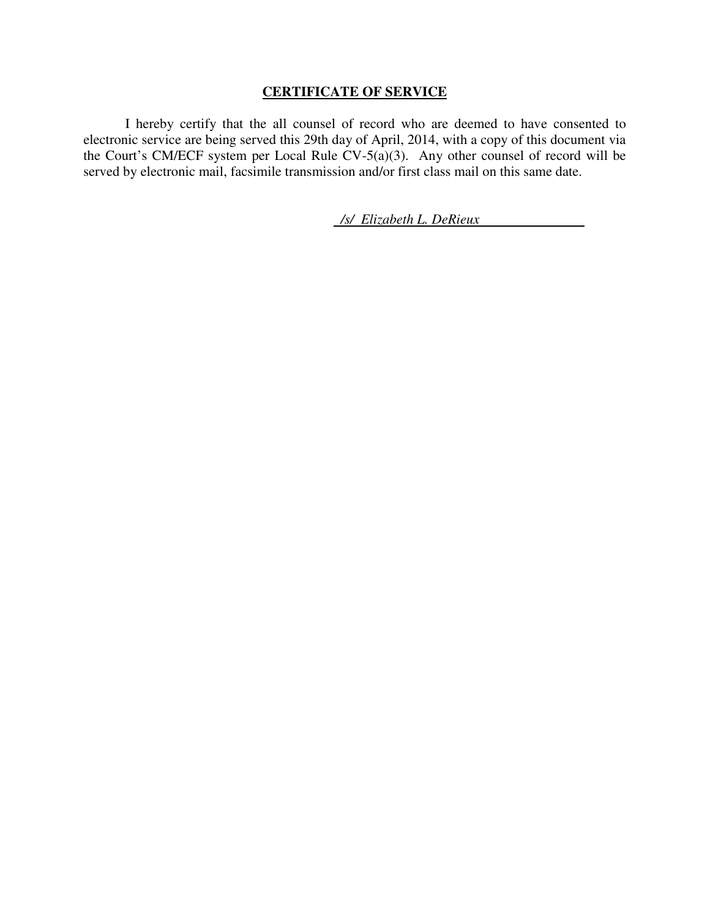## **CERTIFICATE OF SERVICE**

I hereby certify that the all counsel of record who are deemed to have consented to electronic service are being served this 29th day of April, 2014, with a copy of this document via the Court's CM/ECF system per Local Rule CV-5(a)(3). Any other counsel of record will be served by electronic mail, facsimile transmission and/or first class mail on this same date.

*/s/ Elizabeth L. DeRieux*